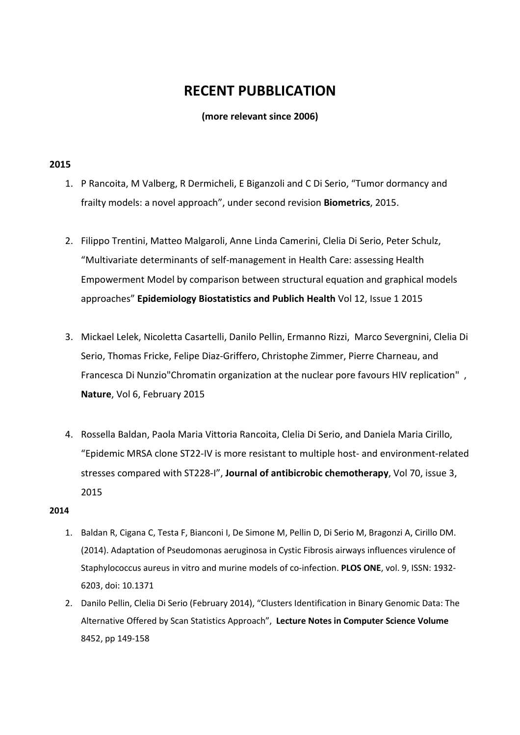# RECENT PUBBLICATION

**(more relevant since 2006)**

**2015**

1. P Rancoita, M Valberg, R Dermicheli, E Biganzoli and C Di Serio, "Tumor dormancy and frailty models: a novel approach", under second revision **Biometrics**, 2015.

2. Filippo Trentini, Matteo Malgaroli, Anne Linda Camerini, Clelia Di Serio, Peter Schulz, "Multivariate determinants of self-management in Health Care: assessing Health Empowerment Model by comparison between structural equation and graphical models approaches" **Epidemiology Biostatistics and Publich Health** Vol 12, Issue 1 2015

3. Mickael Lelek, Nicoletta Casartelli, Danilo Pellin, Ermanno Rizzi, Marco Severgnini, Clelia Di Serio, Thomas Fricke, Felipe Diaz-Griffero, Christophe Zimmer, Pierre Charneau, and Francesca Di Nunzio"Chromatin organization at the nuclear pore favours HIV replication" , **Nature**, Vol 6, February 2015

4. Rossella Baldan, Paola Maria Vittoria Rancoita, Clelia Di Serio, and Daniela Maria Cirillo, "Epidemic MRSA clone ST22-IV is more resistant to multiple host- and environment-related stresses compared with ST228-I", **Journal of antibicrobic chemotherapy**, Vol 70, issue 3, 2015

**2014**

1. Baldan R, Cigana C, Testa F, Bianconi I, De Simone M, Pellin D, Di Serio M, Bragonzi A, Cirillo DM. (2014). Adaptation of Pseudomonas aeruginosa in Cystic Fibrosis airways influences virulence of Staphylococcus aureus in vitro and murine models of co-infection. **PLOS ONE**, vol. 9, ISSN: 1932-6203, doi: 10.1371
2. Danilo Pellin, Clelia Di Serio (February 2014), "Clusters Identification in Binary Genomic Data: The Alternative Offered by Scan Statistics Approach", **Lecture Notes in Computer Science Volume** 8452, pp 149-158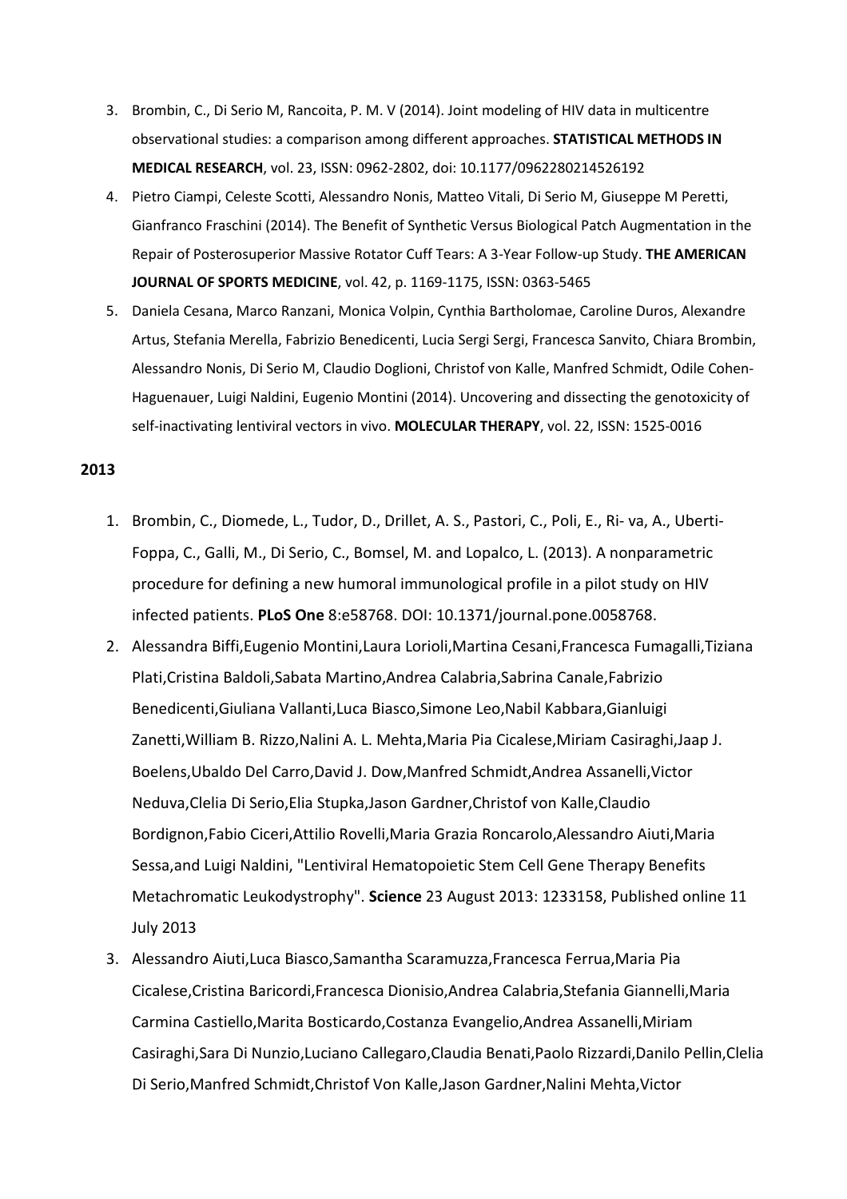3. Brombin, C., Di Serio M, Rancoita, P. M. V (2014). Joint modeling of HIV data in multicentre observational studies: a comparison among different approaches. **STATISTICAL METHODS IN MEDICAL RESEARCH**, vol. 23, ISSN: 0962-2802, doi: 10.1177/0962280214526192
4. Pietro Ciampi, Celeste Scotti, Alessandro Nonis, Matteo Vitali, Di Serio M, Giuseppe M Peretti, Gianfranco Fraschini (2014). The Benefit of Synthetic Versus Biological Patch Augmentation in the Repair of Posterosuperior Massive Rotator Cuff Tears: A 3-Year Follow-up Study. **THE AMERICAN JOURNAL OF SPORTS MEDICINE**, vol. 42, p. 1169-1175, ISSN: 0363-5465
5. Daniela Cesana, Marco Ranzani, Monica Volpin, Cynthia Bartholomae, Caroline Duros, Alexandre Artus, Stefania Merella, Fabrizio Benedicenti, Lucia Sergi Sergi, Francesca Sanvito, Chiara Brombin, Alessandro Nonis, Di Serio M, Claudio Doglioni, Christof von Kalle, Manfred Schmidt, Odile Cohen-Haguenauer, Luigi Naldini, Eugenio Montini (2014). Uncovering and dissecting the genotoxicity of self-inactivating lentiviral vectors in vivo. **MOLECULAR THERAPY**, vol. 22, ISSN: 1525-0016

**2013**

1. Brombin, C., Diomede, L., Tudor, D., Drillet, A. S., Pastori, C., Poli, E., Ri- va, A., Uberti-Foppa, C., Galli, M., Di Serio, C., Bomsel, M. and Lopalco, L. (2013). A nonparametric procedure for defining a new humoral immunological profile in a pilot study on HIV infected patients. **PLoS One** 8:e58768. DOI: 10.1371/journal.pone.0058768.
2. Alessandra Biffi,Eugenio Montini,Laura Lorioli,Martina Cesani,Francesca Fumagalli,Tiziana Plati,Cristina Baldoli,Sabata Martino,Andrea Calabria,Sabrina Canale,Fabrizio Benedicenti,Giuliana Vallanti,Luca Biasco,Simone Leo,Nabil Kabbara,Gianluigi Zanetti,William B. Rizzo,Nalini A. L. Mehta,Maria Pia Cicalese,Miriam Casiraghi,Jaap J. Boelens,Ubaldo Del Carro,David J. Dow,Manfred Schmidt,Andrea Assanelli,Victor Neduva,Clelia Di Serio,Elia Stupka,Jason Gardner,Christof von Kalle,Claudio Bordignon,Fabio Ciceri,Attilio Rovelli,Maria Grazia Roncarolo,Alessandro Aiuti,Maria Sessa,and Luigi Naldini, "Lentiviral Hematopoietic Stem Cell Gene Therapy Benefits Metachromatic Leukodystrophy". **Science** 23 August 2013: 1233158, Published online 11 July 2013
3. Alessandro Aiuti,Luca Biasco,Samantha Scaramuzza,Francesca Ferrua,Maria Pia Cicalese,Cristina Baricordi,Francesca Dionisio,Andrea Calabria,Stefania Giannelli,Maria Carmina Castiello,Marita Bosticardo,Costanza Evangelio,Andrea Assanelli,Miriam Casiraghi,Sara Di Nunzio,Luciano Callegaro,Claudia Benati,Paolo Rizzardi,Danilo Pellin,Clelia Di Serio,Manfred Schmidt,Christof Von Kalle,Jason Gardner,Nalini Mehta,Victor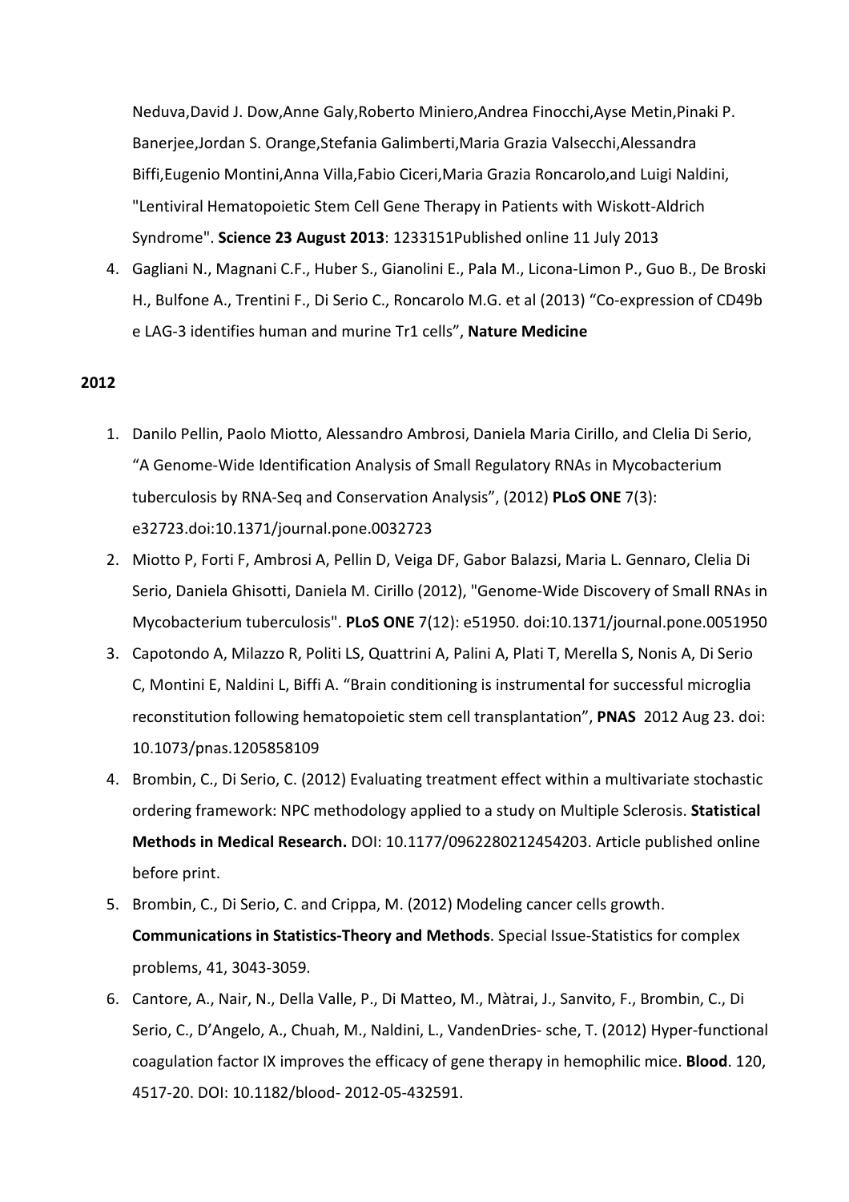Neduva,David J. Dow,Anne Galy,Roberto Miniero,Andrea Finocchi,Ayse Metin,Pinaki P. Banerjee,Jordan S. Orange,Stefania Galimberti,Maria Grazia Valsecchi,Alessandra Biffi,Eugenio Montini,Anna Villa,Fabio Ciceri,Maria Grazia Roncarolo,and Luigi Naldini, "Lentiviral Hematopoietic Stem Cell Gene Therapy in Patients with Wiskott-Aldrich Syndrome". **Science 23 August 2013**: 1233151Published online 11 July 2013

4. Gagliani N., Magnani C.F., Huber S., Gianolini E., Pala M., Licona-Limon P., Guo B., De Broski H., Bulfone A., Trentini F., Di Serio C., Roncarolo M.G. et al (2013) "Co-expression of CD49b e LAG-3 identifies human and murine Tr1 cells", **Nature Medicine**

**2012**

1. Danilo Pellin, Paolo Miotto, Alessandro Ambrosi, Daniela Maria Cirillo, and Clelia Di Serio, "A Genome-Wide Identification Analysis of Small Regulatory RNAs in Mycobacterium tuberculosis by RNA-Seq and Conservation Analysis", (2012) **PLoS ONE** 7(3): e32723.doi:10.1371/journal.pone.0032723
2. Miotto P, Forti F, Ambrosi A, Pellin D, Veiga DF, Gabor Balazsi, Maria L. Gennaro, Clelia Di Serio, Daniela Ghisotti, Daniela M. Cirillo (2012), "Genome-Wide Discovery of Small RNAs in Mycobacterium tuberculosis". **PLoS ONE** 7(12): e51950. doi:10.1371/journal.pone.0051950
3. Capotondo A, Milazzo R, Politi LS, Quattrini A, Palini A, Plati T, Merella S, Nonis A, Di Serio C, Montini E, Naldini L, Biffi A. "Brain conditioning is instrumental for successful microglia reconstitution following hematopoietic stem cell transplantation", **PNAS** 2012 Aug 23. doi: 10.1073/pnas.1205858109
4. Brombin, C., Di Serio, C. (2012) Evaluating treatment effect within a multivariate stochastic ordering framework: NPC methodology applied to a study on Multiple Sclerosis. **Statistical Methods in Medical Research.** DOI: 10.1177/0962280212454203. Article published online before print.
5. Brombin, C., Di Serio, C. and Crippa, M. (2012) Modeling cancer cells growth. **Communications in Statistics-Theory and Methods**. Special Issue-Statistics for complex problems, 41, 3043-3059.
6. Cantore, A., Nair, N., Della Valle, P., Di Matteo, M., Màtrai, J., Sanvito, F., Brombin, C., Di Serio, C., D'Angelo, A., Chuah, M., Naldini, L., VandenDries- sche, T. (2012) Hyper-functional coagulation factor IX improves the efficacy of gene therapy in hemophilic mice. **Blood**. 120, 4517-20. DOI: 10.1182/blood- 2012-05-432591.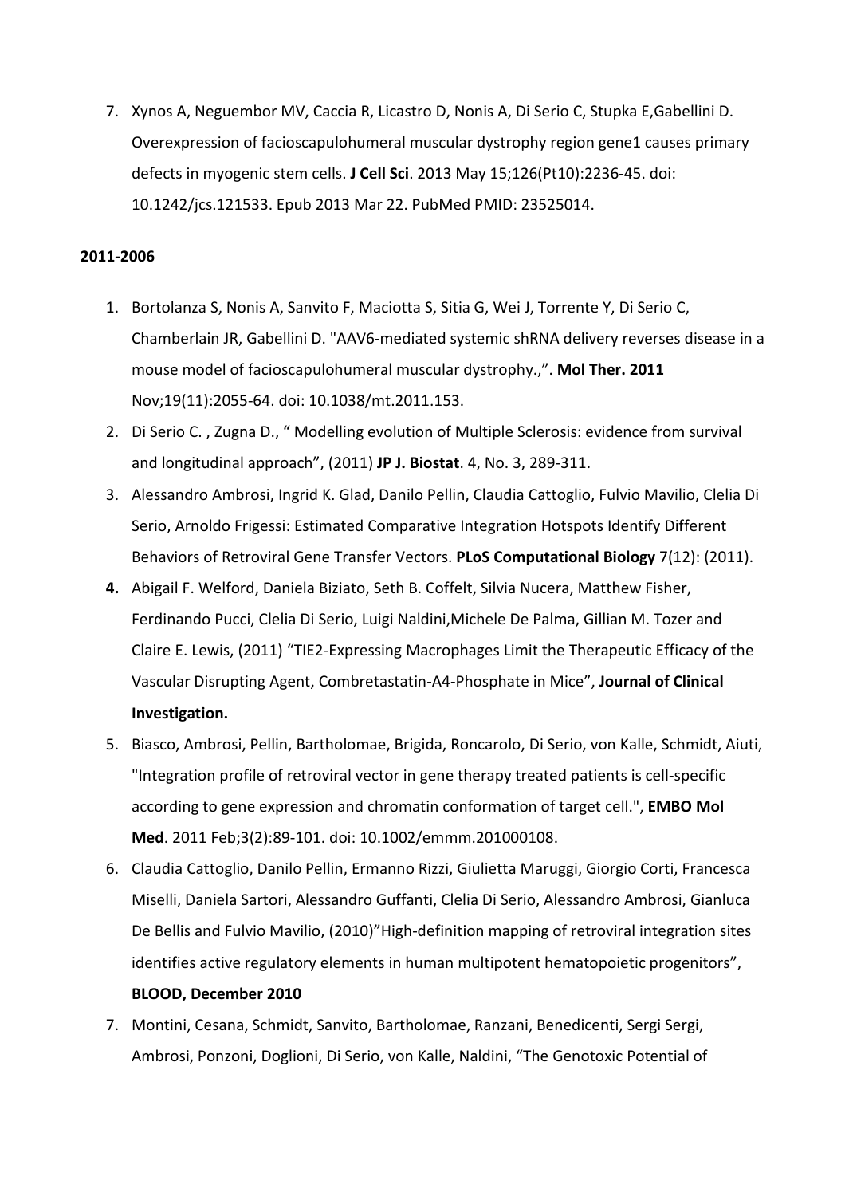7. Xynos A, Neguembor MV, Caccia R, Licastro D, Nonis A, Di Serio C, Stupka E,Gabellini D. Overexpression of facioscapulohumeral muscular dystrophy region gene1 causes primary defects in myogenic stem cells. **J Cell Sci**. 2013 May 15;126(Pt10):2236-45. doi: 10.1242/jcs.121533. Epub 2013 Mar 22. PubMed PMID: 23525014.

**2011-2006**

1. Bortolanza S, Nonis A, Sanvito F, Maciotta S, Sitia G, Wei J, Torrente Y, Di Serio C, Chamberlain JR, Gabellini D. "AAV6-mediated systemic shRNA delivery reverses disease in a mouse model of facioscapulohumeral muscular dystrophy.,". **Mol Ther. 2011** Nov;19(11):2055-64. doi: 10.1038/mt.2011.153.
2. Di Serio C. , Zugna D., " Modelling evolution of Multiple Sclerosis: evidence from survival and longitudinal approach", (2011) **JP J. Biostat**. 4, No. 3, 289-311.
3. Alessandro Ambrosi, Ingrid K. Glad, Danilo Pellin, Claudia Cattoglio, Fulvio Mavilio, Clelia Di Serio, Arnoldo Frigessi: Estimated Comparative Integration Hotspots Identify Different Behaviors of Retroviral Gene Transfer Vectors. **PLoS Computational Biology** 7(12): (2011).
4. Abigail F. Welford, Daniela Biziato, Seth B. Coffelt, Silvia Nucera, Matthew Fisher, Ferdinando Pucci, Clelia Di Serio, Luigi Naldini,Michele De Palma, Gillian M. Tozer and Claire E. Lewis, (2011) "TIE2-Expressing Macrophages Limit the Therapeutic Efficacy of the Vascular Disrupting Agent, Combretastatin-A4-Phosphate in Mice", **Journal of Clinical Investigation.**
5. Biasco, Ambrosi, Pellin, Bartholomae, Brigida, Roncarolo, Di Serio, von Kalle, Schmidt, Aiuti, "Integration profile of retroviral vector in gene therapy treated patients is cell-specific according to gene expression and chromatin conformation of target cell.", **EMBO Mol Med**. 2011 Feb;3(2):89-101. doi: 10.1002/emmm.201000108.
6. Claudia Cattoglio, Danilo Pellin, Ermanno Rizzi, Giulietta Maruggi, Giorgio Corti, Francesca Miselli, Daniela Sartori, Alessandro Guffanti, Clelia Di Serio, Alessandro Ambrosi, Gianluca De Bellis and Fulvio Mavilio, (2010)"High-definition mapping of retroviral integration sites identifies active regulatory elements in human multipotent hematopoietic progenitors", **BLOOD, December 2010**
7. Montini, Cesana, Schmidt, Sanvito, Bartholomae, Ranzani, Benedicenti, Sergi Sergi, Ambrosi, Ponzoni, Doglioni, Di Serio, von Kalle, Naldini, "The Genotoxic Potential of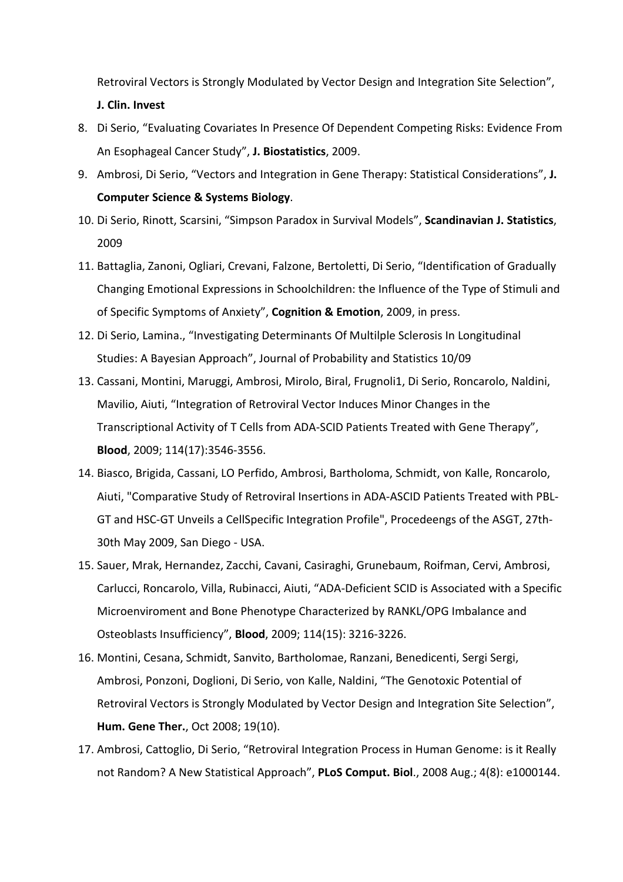Retroviral Vectors is Strongly Modulated by Vector Design and Integration Site Selection", **J. Clin. Invest**

8. Di Serio, "Evaluating Covariates In Presence Of Dependent Competing Risks: Evidence From An Esophageal Cancer Study", **J. Biostatistics**, 2009.
9. Ambrosi, Di Serio, "Vectors and Integration in Gene Therapy: Statistical Considerations", **J. Computer Science & Systems Biology**.
10. Di Serio, Rinott, Scarsini, "Simpson Paradox in Survival Models", **Scandinavian J. Statistics**, 2009
11. Battaglia, Zanoni, Ogliari, Crevani, Falzone, Bertoletti, Di Serio, "Identification of Gradually Changing Emotional Expressions in Schoolchildren: the Influence of the Type of Stimuli and of Specific Symptoms of Anxiety", **Cognition & Emotion**, 2009, in press.
12. Di Serio, Lamina., "Investigating Determinants Of Multilple Sclerosis In Longitudinal Studies: A Bayesian Approach", Journal of Probability and Statistics 10/09
13. Cassani, Montini, Maruggi, Ambrosi, Mirolo, Biral, Frugnoli1, Di Serio, Roncarolo, Naldini, Mavilio, Aiuti, "Integration of Retroviral Vector Induces Minor Changes in the Transcriptional Activity of T Cells from ADA-SCID Patients Treated with Gene Therapy", **Blood**, 2009; 114(17):3546-3556.
14. Biasco, Brigida, Cassani, LO Perfido, Ambrosi, Bartholoma, Schmidt, von Kalle, Roncarolo, Aiuti, "Comparative Study of Retroviral Insertions in ADA-ASCID Patients Treated with PBL-GT and HSC-GT Unveils a CellSpecific Integration Profile", Procedeengs of the ASGT, 27th-30th May 2009, San Diego - USA.
15. Sauer, Mrak, Hernandez, Zacchi, Cavani, Casiraghi, Grunebaum, Roifman, Cervi, Ambrosi, Carlucci, Roncarolo, Villa, Rubinacci, Aiuti, "ADA-Deficient SCID is Associated with a Specific Microenviroment and Bone Phenotype Characterized by RANKL/OPG Imbalance and Osteoblasts Insufficiency", **Blood**, 2009; 114(15): 3216-3226.
16. Montini, Cesana, Schmidt, Sanvito, Bartholomae, Ranzani, Benedicenti, Sergi Sergi, Ambrosi, Ponzoni, Doglioni, Di Serio, von Kalle, Naldini, "The Genotoxic Potential of Retroviral Vectors is Strongly Modulated by Vector Design and Integration Site Selection", **Hum. Gene Ther.**, Oct 2008; 19(10).
17. Ambrosi, Cattoglio, Di Serio, "Retroviral Integration Process in Human Genome: is it Really not Random? A New Statistical Approach", **PLoS Comput. Biol**., 2008 Aug.; 4(8): e1000144.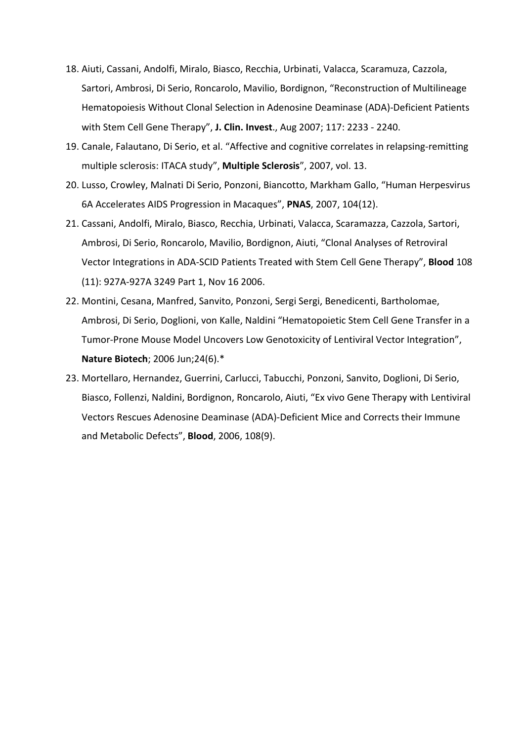18. Aiuti, Cassani, Andolfi, Miralo, Biasco, Recchia, Urbinati, Valacca, Scaramuza, Cazzola, Sartori, Ambrosi, Di Serio, Roncarolo, Mavilio, Bordignon, “Reconstruction of Multilineage Hematopoiesis Without Clonal Selection in Adenosine Deaminase (ADA)-Deficient Patients with Stem Cell Gene Therapy”, **J. Clin. Invest**., Aug 2007; 117: 2233 - 2240.
19. Canale, Falautano, Di Serio, et al. “Affective and cognitive correlates in relapsing-remitting multiple sclerosis: ITACA study”, **Multiple Sclerosis**”, 2007, vol. 13.
20. Lusso, Crowley, Malnati Di Serio, Ponzoni, Biancotto, Markham Gallo, “Human Herpesvirus 6A Accelerates AIDS Progression in Macaques”, **PNAS**, 2007, 104(12).
21. Cassani, Andolfi, Miralo, Biasco, Recchia, Urbinati, Valacca, Scaramazza, Cazzola, Sartori, Ambrosi, Di Serio, Roncarolo, Mavilio, Bordignon, Aiuti, “Clonal Analyses of Retroviral Vector Integrations in ADA-SCID Patients Treated with Stem Cell Gene Therapy”, **Blood** 108 (11): 927A-927A 3249 Part 1, Nov 16 2006.
22. Montini, Cesana, Manfred, Sanvito, Ponzoni, Sergi Sergi, Benedicenti, Bartholomae, Ambrosi, Di Serio, Doglioni, von Kalle, Naldini “Hematopoietic Stem Cell Gene Transfer in a Tumor-Prone Mouse Model Uncovers Low Genotoxicity of Lentiviral Vector Integration”, **Nature Biotech**; 2006 Jun;24(6).*
23. Mortellaro, Hernandez, Guerrini, Carlucci, Tabucchi, Ponzoni, Sanvito, Doglioni, Di Serio, Biasco, Follenzi, Naldini, Bordignon, Roncarolo, Aiuti, “Ex vivo Gene Therapy with Lentiviral Vectors Rescues Adenosine Deaminase (ADA)-Deficient Mice and Corrects their Immune and Metabolic Defects”, **Blood**, 2006, 108(9).